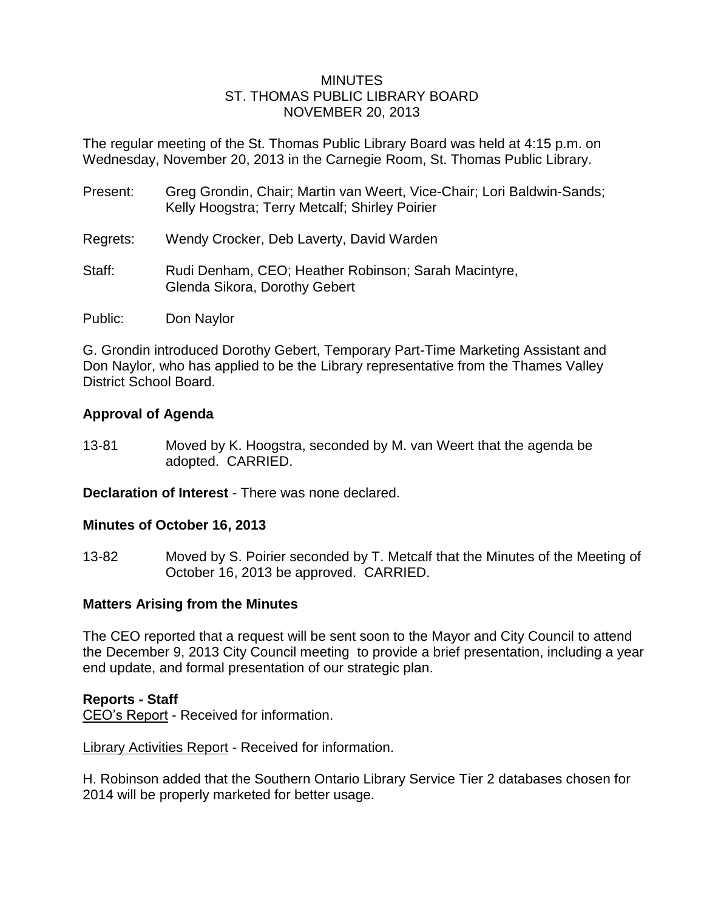# MINUTES
## ST. THOMAS PUBLIC LIBRARY BOARD
## NOVEMBER 20, 2013

The regular meeting of the St. Thomas Public Library Board was held at 4:15 p.m. on Wednesday, November 20, 2013 in the Carnegie Room, St. Thomas Public Library.

Present: Greg Grondin, Chair; Martin van Weert, Vice-Chair; Lori Baldwin-Sands; Kelly Hoogstra; Terry Metcalf; Shirley Poirier

Regrets: Wendy Crocker, Deb Laverty, David Warden

Staff: Rudi Denham, CEO; Heather Robinson; Sarah Macintyre, Glenda Sikora, Dorothy Gebert

Public: Don Naylor

G. Grondin introduced Dorothy Gebert, Temporary Part-Time Marketing Assistant and Don Naylor, who has applied to be the Library representative from the Thames Valley District School Board.

**Approval of Agenda**

13-81 Moved by K. Hoogstra, seconded by M. van Weert that the agenda be adopted. CARRIED.

**Declaration of Interest** - There was none declared.

**Minutes of October 16, 2013**

13-82 Moved by S. Poirier seconded by T. Metcalf that the Minutes of the Meeting of October 16, 2013 be approved. CARRIED.

**Matters Arising from the Minutes**

The CEO reported that a request will be sent soon to the Mayor and City Council to attend the December 9, 2013 City Council meeting to provide a brief presentation, including a year end update, and formal presentation of our strategic plan.

**Reports - Staff**

CEO's Report - Received for information.

Library Activities Report - Received for information.

H. Robinson added that the Southern Ontario Library Service Tier 2 databases chosen for 2014 will be properly marketed for better usage.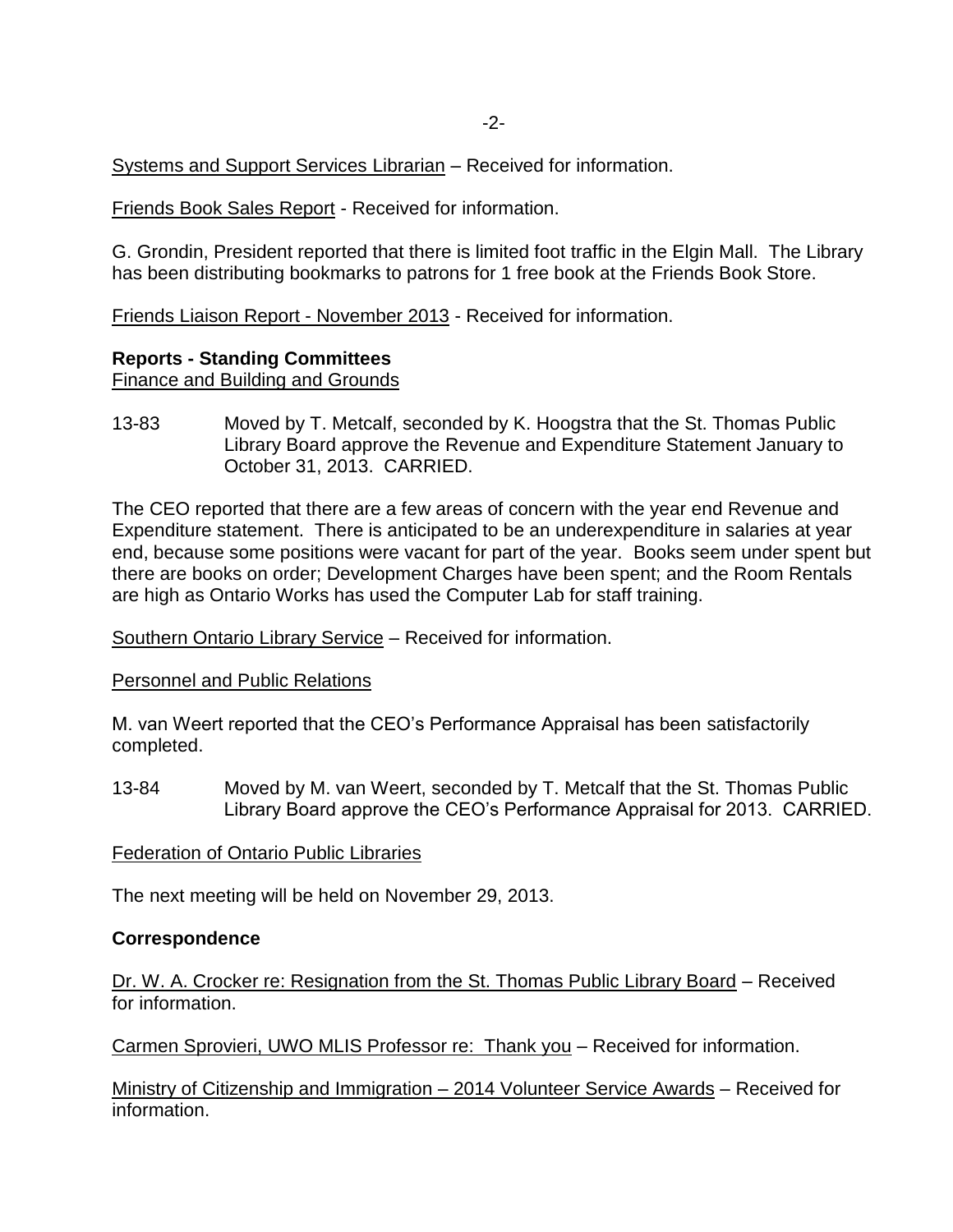Systems and Support Services Librarian – Received for information.

Friends Book Sales Report - Received for information.

G. Grondin, President reported that there is limited foot traffic in the Elgin Mall. The Library has been distributing bookmarks to patrons for 1 free book at the Friends Book Store.

Friends Liaison Report - November 2013 - Received for information.

**Reports - Standing Committees**

Finance and Building and Grounds

13-83 Moved by T. Metcalf, seconded by K. Hoogstra that the St. Thomas Public Library Board approve the Revenue and Expenditure Statement January to October 31, 2013. CARRIED.

The CEO reported that there are a few areas of concern with the year end Revenue and Expenditure statement. There is anticipated to be an underexpenditure in salaries at year end, because some positions were vacant for part of the year. Books seem under spent but there are books on order; Development Charges have been spent; and the Room Rentals are high as Ontario Works has used the Computer Lab for staff training.

Southern Ontario Library Service – Received for information.

Personnel and Public Relations

M. van Weert reported that the CEO's Performance Appraisal has been satisfactorily completed.

13-84 Moved by M. van Weert, seconded by T. Metcalf that the St. Thomas Public Library Board approve the CEO's Performance Appraisal for 2013. CARRIED.

Federation of Ontario Public Libraries

The next meeting will be held on November 29, 2013.

**Correspondence**

Dr. W. A. Crocker re: Resignation from the St. Thomas Public Library Board – Received for information.

Carmen Sprovieri, UWO MLIS Professor re: Thank you – Received for information.

Ministry of Citizenship and Immigration – 2014 Volunteer Service Awards – Received for information.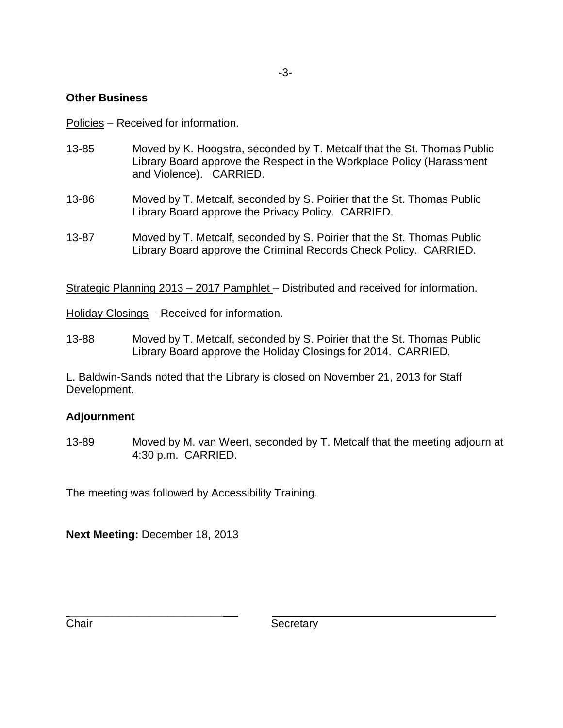## Other Business

Policies – Received for information.

13-85 Moved by K. Hoogstra, seconded by T. Metcalf that the St. Thomas Public Library Board approve the Respect in the Workplace Policy (Harassment and Violence). CARRIED.

13-86 Moved by T. Metcalf, seconded by S. Poirier that the St. Thomas Public Library Board approve the Privacy Policy. CARRIED.

13-87 Moved by T. Metcalf, seconded by S. Poirier that the St. Thomas Public Library Board approve the Criminal Records Check Policy. CARRIED.

Strategic Planning 2013 – 2017 Pamphlet – Distributed and received for information.

Holiday Closings – Received for information.

13-88 Moved by T. Metcalf, seconded by S. Poirier that the St. Thomas Public Library Board approve the Holiday Closings for 2014. CARRIED.

L. Baldwin-Sands noted that the Library is closed on November 21, 2013 for Staff Development.

## Adjournment

13-89 Moved by M. van Weert, seconded by T. Metcalf that the meeting adjourn at 4:30 p.m. CARRIED.

The meeting was followed by Accessibility Training.

**Next Meeting:** December 18, 2013

\_\_\_\_\_\_\_\_\_\_\_\_\_\_\_\_\_\_\_\_\_\_\_\_\_\_\_\_ \_\_\_\_\_\_\_\_\_\_\_\_\_\_\_\_\_\_\_\_\_\_\_\_\_\_\_\_\_\_\_\_\_\_\_\_
Chair Secretary